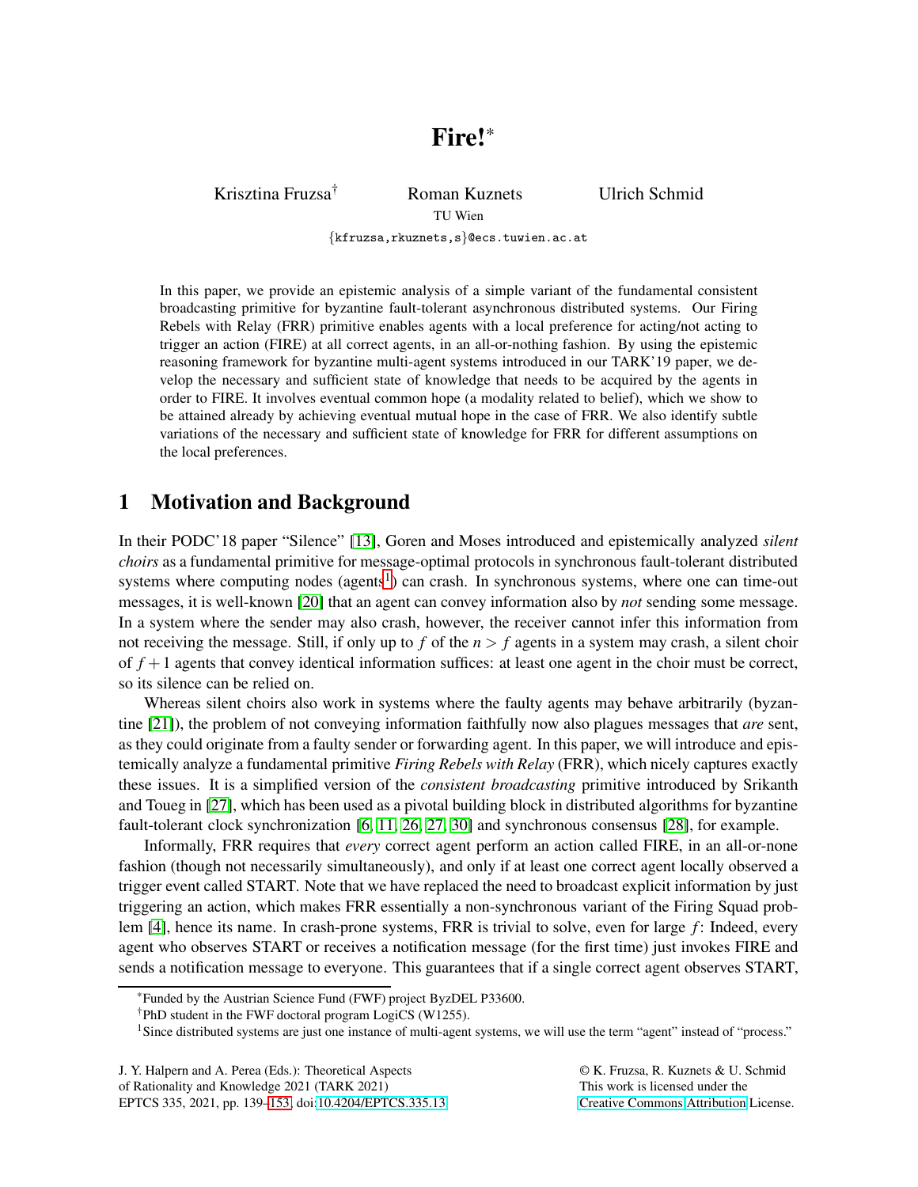# Fire![*]

Krisztina Fruzsa[†] Roman Kuznets Ulrich Schmid

TU Wien

{kfruzsa,rkuznets,s}@ecs.tuwien.ac.at

In this paper, we provide an epistemic analysis of a simple variant of the fundamental consistent broadcasting primitive for byzantine fault-tolerant asynchronous distributed systems. Our Firing Rebels with Relay (FRR) primitive enables agents with a local preference for acting/not acting to trigger an action (FIRE) at all correct agents, in an all-or-nothing fashion. By using the epistemic reasoning framework for byzantine multi-agent systems introduced in our TARK'19 paper, we develop the necessary and sufficient state of knowledge that needs to be acquired by the agents in order to FIRE. It involves eventual common hope (a modality related to belief), which we show to be attained already by achieving eventual mutual hope in the case of FRR. We also identify subtle variations of the necessary and sufficient state of knowledge for FRR for different assumptions on the local preferences.

## 1 Motivation and Background

In their PODC'18 paper "Silence" [13], Goren and Moses introduced and epistemically analyzed *silent choirs* as a fundamental primitive for message-optimal protocols in synchronous fault-tolerant distributed systems where computing nodes (agents[1]) can crash. In synchronous systems, where one can time-out messages, it is well-known [20] that an agent can convey information also by *not* sending some message. In a system where the sender may also crash, however, the receiver cannot infer this information from not receiving the message. Still, if only up to $f$ of the $n > f$ agents in a system may crash, a silent choir of $f+1$ agents that convey identical information suffices: at least one agent in the choir must be correct, so its silence can be relied on.

Whereas silent choirs also work in systems where the faulty agents may behave arbitrarily (byzantine [21]), the problem of not conveying information faithfully now also plagues messages that *are* sent, as they could originate from a faulty sender or forwarding agent. In this paper, we will introduce and epistemically analyze a fundamental primitive *Firing Rebels with Relay* (FRR), which nicely captures exactly these issues. It is a simplified version of the *consistent broadcasting* primitive introduced by Srikanth and Toueg in [27], which has been used as a pivotal building block in distributed algorithms for byzantine fault-tolerant clock synchronization [6, 11, 26, 27, 30] and synchronous consensus [28], for example.

Informally, FRR requires that *every* correct agent perform an action called FIRE, in an all-or-none fashion (though not necessarily simultaneously), and only if at least one correct agent locally observed a trigger event called START. Note that we have replaced the need to broadcast explicit information by just triggering an action, which makes FRR essentially a non-synchronous variant of the Firing Squad problem [4], hence its name. In crash-prone systems, FRR is trivial to solve, even for large $f$: Indeed, every agent who observes START or receives a notification message (for the first time) just invokes FIRE and sends a notification message to everyone. This guarantees that if a single correct agent observes START,

[*] Funded by the Austrian Science Fund (FWF) project ByzDEL P33600.

[†] PhD student in the FWF doctoral program LogiCS (W1255).

[1] Since distributed systems are just one instance of multi-agent systems, we will use the term "agent" instead of "process."

J. Y. Halpern and A. Perea (Eds.): Theoretical Aspects of Rationality and Knowledge 2021 (TARK 2021) EPTCS 335, 2021, pp. 139–153, doi:10.4204/EPTCS.335.13

© K. Fruzsa, R. Kuznets & U. Schmid This work is licensed under the Creative Commons Attribution License.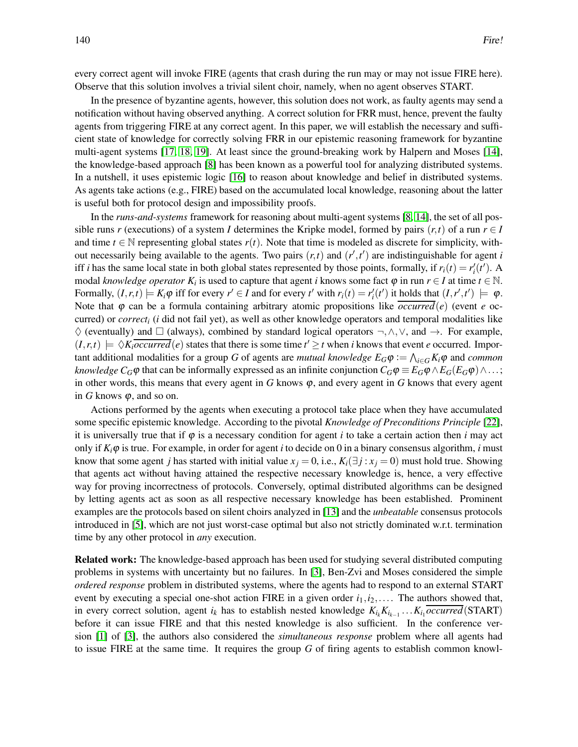every correct agent will invoke FIRE (agents that crash during the run may or may not issue FIRE here). Observe that this solution involves a trivial silent choir, namely, when no agent observes START.

In the presence of byzantine agents, however, this solution does not work, as faulty agents may send a notification without having observed anything. A correct solution for FRR must, hence, prevent the faulty agents from triggering FIRE at any correct agent. In this paper, we will establish the necessary and sufficient state of knowledge for correctly solving FRR in our epistemic reasoning framework for byzantine multi-agent systems [17, 18, 19]. At least since the ground-breaking work by Halpern and Moses [14], the knowledge-based approach [8] has been known as a powerful tool for analyzing distributed systems. In a nutshell, it uses epistemic logic [16] to reason about knowledge and belief in distributed systems. As agents take actions (e.g., FIRE) based on the accumulated local knowledge, reasoning about the latter is useful both for protocol design and impossibility proofs.

In the *runs-and-systems* framework for reasoning about multi-agent systems [8, 14], the set of all possible runs $r$ (executions) of a system $I$ determines the Kripke model, formed by pairs $(r,t)$ of a run $r \in I$ and time $t \in \mathbb{N}$ representing global states $r(t)$. Note that time is modeled as discrete for simplicity, without necessarily being available to the agents. Two pairs $(r,t)$ and $(r',t')$ are indistinguishable for agent $i$ iff $i$ has the same local state in both global states represented by those points, formally, if $r_i(t) = r'_i(t')$. A modal *knowledge operator* $K_i$ is used to capture that agent $i$ knows some fact $\varphi$ in run $r \in I$ at time $t \in \mathbb{N}$. Formally, $(I,r,t) \models K_i\varphi$ iff for every $r' \in I$ and for every $t'$ with $r_i(t) = r'_i(t')$ it holds that $(I,r',t') \models \varphi$. Note that $\varphi$ can be a formula containing arbitrary atomic propositions like $\overline{occurred}(e)$ (event $e$ occurred) or $correct_i$ ($i$ did not fail yet), as well as other knowledge operators and temporal modalities like $\Diamond$ (eventually) and $\Box$ (always), combined by standard logical operators $\neg, \wedge, \vee$, and $\rightarrow$. For example, $(I,r,t) \models \Diamond K_i \overline{occurred}(e)$ states that there is some time $t' \geq t$ when $i$ knows that event $e$ occurred. Important additional modalities for a group $G$ of agents are *mutual knowledge* $E_G\varphi := \bigwedge_{i \in G} K_i\varphi$ and *common knowledge* $C_G\varphi$ that can be informally expressed as an infinite conjunction $C_G\varphi \equiv E_G\varphi \wedge E_G(E_G\varphi) \wedge \ldots$; in other words, this means that every agent in $G$ knows $\varphi$, and every agent in $G$ knows that every agent in $G$ knows $\varphi$, and so on.

Actions performed by the agents when executing a protocol take place when they have accumulated some specific epistemic knowledge. According to the pivotal *Knowledge of Preconditions Principle* [22], it is universally true that if $\varphi$ is a necessary condition for agent $i$ to take a certain action then $i$ may act only if $K_i\varphi$ is true. For example, in order for agent $i$ to decide on 0 in a binary consensus algorithm, $i$ must know that some agent $j$ has started with initial value $x_j = 0$, i.e., $K_i(\exists j : x_j = 0)$ must hold true. Showing that agents act without having attained the respective necessary knowledge is, hence, a very effective way for proving incorrectness of protocols. Conversely, optimal distributed algorithms can be designed by letting agents act as soon as all respective necessary knowledge has been established. Prominent examples are the protocols based on silent choirs analyzed in [13] and the *unbeatable* consensus protocols introduced in [5], which are not just worst-case optimal but also not strictly dominated w.r.t. termination time by any other protocol in *any* execution.

**Related work:** The knowledge-based approach has been used for studying several distributed computing problems in systems with uncertainty but no failures. In [3], Ben-Zvi and Moses considered the simple *ordered response* problem in distributed systems, where the agents had to respond to an external START event by executing a special one-shot action FIRE in a given order $i_1, i_2, \ldots$. The authors showed that, in every correct solution, agent $i_k$ has to establish nested knowledge $K_{i_k}K_{i_{k-1}}\ldots K_{i_1}\overline{occurred}(\text{START})$ before it can issue FIRE and that this nested knowledge is also sufficient. In the conference version [1] of [3], the authors also considered the *simultaneous response* problem where all agents had to issue FIRE at the same time. It requires the group $G$ of firing agents to establish common knowl-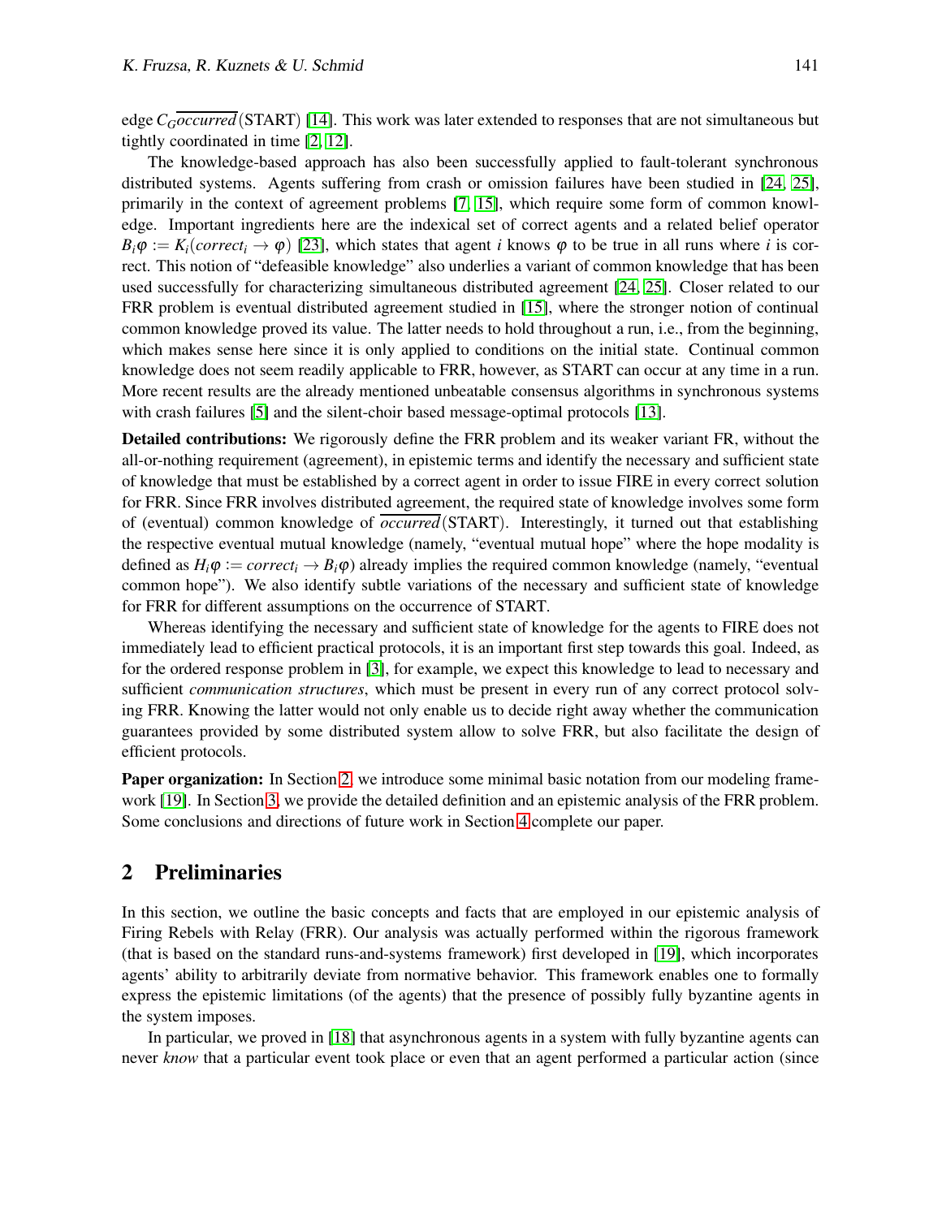edge $C_G\overline{occurred}(\text{START})$ [14]. This work was later extended to responses that are not simultaneous but tightly coordinated in time [2, 12].

The knowledge-based approach has also been successfully applied to fault-tolerant synchronous distributed systems. Agents suffering from crash or omission failures have been studied in [24, 25], primarily in the context of agreement problems [7, 15], which require some form of common knowledge. Important ingredients here are the indexical set of correct agents and a related belief operator $B_i\varphi := K_i(correct_i \to \varphi)$ [23], which states that agent $i$ knows $\varphi$ to be true in all runs where $i$ is correct. This notion of "defeasible knowledge" also underlies a variant of common knowledge that has been used successfully for characterizing simultaneous distributed agreement [24, 25]. Closer related to our FRR problem is eventual distributed agreement studied in [15], where the stronger notion of continual common knowledge proved its value. The latter needs to hold throughout a run, i.e., from the beginning, which makes sense here since it is only applied to conditions on the initial state. Continual common knowledge does not seem readily applicable to FRR, however, as START can occur at any time in a run. More recent results are the already mentioned unbeatable consensus algorithms in synchronous systems with crash failures [5] and the silent-choir based message-optimal protocols [13].

**Detailed contributions:** We rigorously define the FRR problem and its weaker variant FR, without the all-or-nothing requirement (agreement), in epistemic terms and identify the necessary and sufficient state of knowledge that must be established by a correct agent in order to issue FIRE in every correct solution for FRR. Since FRR involves distributed agreement, the required state of knowledge involves some form of (eventual) common knowledge of $\overline{occurred}(\text{START})$. Interestingly, it turned out that establishing the respective eventual mutual knowledge (namely, "eventual mutual hope" where the hope modality is defined as $H_i\varphi := correct_i \to B_i\varphi$) already implies the required common knowledge (namely, "eventual common hope"). We also identify subtle variations of the necessary and sufficient state of knowledge for FRR for different assumptions on the occurrence of START.

Whereas identifying the necessary and sufficient state of knowledge for the agents to FIRE does not immediately lead to efficient practical protocols, it is an important first step towards this goal. Indeed, as for the ordered response problem in [3], for example, we expect this knowledge to lead to necessary and sufficient *communication structures*, which must be present in every run of any correct protocol solving FRR. Knowing the latter would not only enable us to decide right away whether the communication guarantees provided by some distributed system allow to solve FRR, but also facilitate the design of efficient protocols.

**Paper organization:** In Section 2, we introduce some minimal basic notation from our modeling framework [19]. In Section 3, we provide the detailed definition and an epistemic analysis of the FRR problem. Some conclusions and directions of future work in Section 4 complete our paper.

## 2 Preliminaries

In this section, we outline the basic concepts and facts that are employed in our epistemic analysis of Firing Rebels with Relay (FRR). Our analysis was actually performed within the rigorous framework (that is based on the standard runs-and-systems framework) first developed in [19], which incorporates agents' ability to arbitrarily deviate from normative behavior. This framework enables one to formally express the epistemic limitations (of the agents) that the presence of possibly fully byzantine agents in the system imposes.

In particular, we proved in [18] that asynchronous agents in a system with fully byzantine agents can never *know* that a particular event took place or even that an agent performed a particular action (since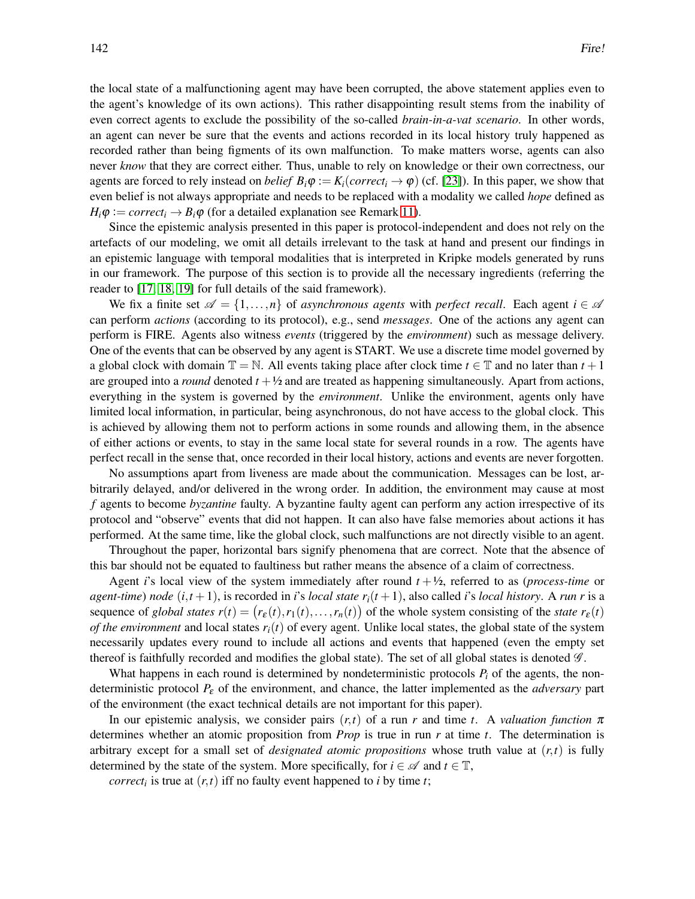the local state of a malfunctioning agent may have been corrupted, the above statement applies even to the agent's knowledge of its own actions). This rather disappointing result stems from the inability of even correct agents to exclude the possibility of the so-called *brain-in-a-vat scenario*. In other words, an agent can never be sure that the events and actions recorded in its local history truly happened as recorded rather than being figments of its own malfunction. To make matters worse, agents can also never *know* that they are correct either. Thus, unable to rely on knowledge or their own correctness, our agents are forced to rely instead on *belief* $B_i\varphi := K_i(correct_i \rightarrow \varphi)$ (cf. [23]). In this paper, we show that even belief is not always appropriate and needs to be replaced with a modality we called *hope* defined as $H_i\varphi := correct_i \rightarrow B_i\varphi$ (for a detailed explanation see Remark 11).

Since the epistemic analysis presented in this paper is protocol-independent and does not rely on the artefacts of our modeling, we omit all details irrelevant to the task at hand and present our findings in an epistemic language with temporal modalities that is interpreted in Kripke models generated by runs in our framework. The purpose of this section is to provide all the necessary ingredients (referring the reader to [17, 18, 19] for full details of the said framework).

We fix a finite set $\mathscr{A} = \{1,\dots,n\}$ of *asynchronous agents* with *perfect recall*. Each agent $i \in \mathscr{A}$ can perform *actions* (according to its protocol), e.g., send *messages*. One of the actions any agent can perform is FIRE. Agents also witness *events* (triggered by the *environment*) such as message delivery. One of the events that can be observed by any agent is START. We use a discrete time model governed by a global clock with domain $\mathbb{T} = \mathbb{N}$. All events taking place after clock time $t \in \mathbb{T}$ and no later than $t+1$ are grouped into a *round* denoted $t + ½$ and are treated as happening simultaneously. Apart from actions, everything in the system is governed by the *environment*. Unlike the environment, agents only have limited local information, in particular, being asynchronous, do not have access to the global clock. This is achieved by allowing them not to perform actions in some rounds and allowing them, in the absence of either actions or events, to stay in the same local state for several rounds in a row. The agents have perfect recall in the sense that, once recorded in their local history, actions and events are never forgotten.

No assumptions apart from liveness are made about the communication. Messages can be lost, arbitrarily delayed, and/or delivered in the wrong order. In addition, the environment may cause at most $f$ agents to become *byzantine* faulty. A byzantine faulty agent can perform any action irrespective of its protocol and "observe" events that did not happen. It can also have false memories about actions it has performed. At the same time, like the global clock, such malfunctions are not directly visible to an agent.

Throughout the paper, horizontal bars signify phenomena that are correct. Note that the absence of this bar should not be equated to faultiness but rather means the absence of a claim of correctness.

Agent $i$'s local view of the system immediately after round $t + ½$, referred to as (*process-time* or *agent-time*) *node* $(i,t+1)$, is recorded in $i$'s *local state* $r_i(t+1)$, also called $i$'s *local history*. A *run* $r$ is a sequence of *global states* $r(t) = \big(r_\varepsilon(t), r_1(t), \dots, r_n(t)\big)$ of the whole system consisting of the *state* $r_\varepsilon(t)$ *of the environment* and local states $r_i(t)$ of every agent. Unlike local states, the global state of the system necessarily updates every round to include all actions and events that happened (even the empty set thereof is faithfully recorded and modifies the global state). The set of all global states is denoted $\mathscr{G}$.

What happens in each round is determined by nondeterministic protocols $P_i$ of the agents, the nondeterministic protocol $P_\varepsilon$ of the environment, and chance, the latter implemented as the *adversary* part of the environment (the exact technical details are not important for this paper).

In our epistemic analysis, we consider pairs $(r,t)$ of a run $r$ and time $t$. A *valuation function* $\pi$ determines whether an atomic proposition from *Prop* is true in run $r$ at time $t$. The determination is arbitrary except for a small set of *designated atomic propositions* whose truth value at $(r,t)$ is fully determined by the state of the system. More specifically, for $i \in \mathscr{A}$ and $t \in \mathbb{T}$,

$correct_i$ is true at $(r,t)$ iff no faulty event happened to $i$ by time $t$;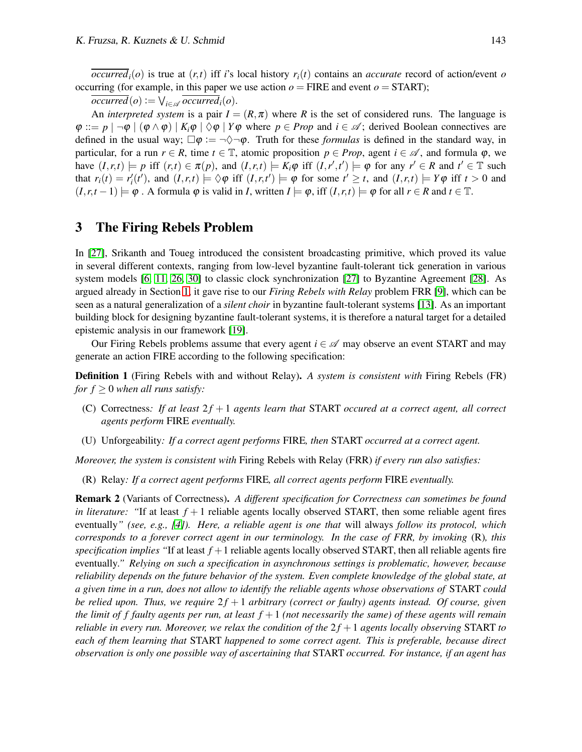$\overline{occurred}_i(o)$ is true at $(r,t)$ iff $i$'s local history $r_i(t)$ contains an *accurate* record of action/event $o$ occurring (for example, in this paper we use action $o = \text{FIRE}$ and event $o = \text{START}$);

$\overline{occurred}(o) := \bigvee_{i \in \mathscr{A}} \overline{occurred}_i(o)$.

An *interpreted system* is a pair $I = (R, \pi)$ where $R$ is the set of considered runs. The language is $\varphi ::= p \mid \neg\varphi \mid (\varphi \wedge \varphi) \mid K_i\varphi \mid \Diamond\varphi \mid Y\varphi$ where $p \in Prop$ and $i \in \mathscr{A}$; derived Boolean connectives are defined in the usual way; $\Box\varphi := \neg\Diamond\neg\varphi$. Truth for these *formulas* is defined in the standard way, in particular, for a run $r \in R$, time $t \in \mathbb{T}$, atomic proposition $p \in Prop$, agent $i \in \mathscr{A}$, and formula $\varphi$, we have $(I,r,t) \models p$ iff $(r,t) \in \pi(p)$, and $(I,r,t) \models K_i\varphi$ iff $(I,r',t') \models \varphi$ for any $r' \in R$ and $t' \in \mathbb{T}$ such that $r_i(t) = r'_i(t')$, and $(I,r,t) \models \Diamond\varphi$ iff $(I,r,t') \models \varphi$ for some $t' \geq t$, and $(I,r,t) \models Y\varphi$ iff $t > 0$ and $(I,r,t-1) \models \varphi$ . A formula $\varphi$ is valid in $I$, written $I \models \varphi$, iff $(I,r,t) \models \varphi$ for all $r \in R$ and $t \in \mathbb{T}$.

## 3 The Firing Rebels Problem

In [27], Srikanth and Toueg introduced the consistent broadcasting primitive, which proved its value in several different contexts, ranging from low-level byzantine fault-tolerant tick generation in various system models [6, 11, 26, 30] to classic clock synchronization [27] to Byzantine Agreement [28]. As argued already in Section 1, it gave rise to our *Firing Rebels with Relay* problem FRR [9], which can be seen as a natural generalization of a *silent choir* in byzantine fault-tolerant systems [13]. As an important building block for designing byzantine fault-tolerant systems, it is therefore a natural target for a detailed epistemic analysis in our framework [19].

Our Firing Rebels problems assume that every agent $i \in \mathscr{A}$ may observe an event START and may generate an action FIRE according to the following specification:

**Definition 1** (Firing Rebels with and without Relay)**.** *A system is consistent with* Firing Rebels (FR) *for $f \geq 0$ when all runs satisfy:*

- (C) Correctness*: If at least $2f+1$ agents learn that* START *occured at a correct agent, all correct agents perform* FIRE *eventually.*
- (U) Unforgeability*: If a correct agent performs* FIRE*, then* START *occurred at a correct agent.*

*Moreover, the system is consistent with* Firing Rebels with Relay (FRR) *if every run also satisfies:*

- (R) Relay*: If a correct agent performs* FIRE*, all correct agents perform* FIRE *eventually.*

**Remark 2** (Variants of Correctness)**.** *A different specification for Correctness can sometimes be found in literature: "*If at least $f+1$ reliable agents locally observed START, then some reliable agent fires eventually*" (see, e.g., [4]). Here, a reliable agent is one that* will always *follow its protocol, which corresponds to a forever correct agent in our terminology. In the case of FRR, by invoking* (R)*, this specification implies "*If at least $f+1$ reliable agents locally observed START, then all reliable agents fire eventually.*" Relying on such a specification in asynchronous settings is problematic, however, because reliability depends on the future behavior of the system. Even complete knowledge of the global state, at a given time in a run, does not allow to identify the reliable agents whose observations of* START *could be relied upon. Thus, we require $2f+1$ arbitrary (correct or faulty) agents instead. Of course, given the limit of $f$ faulty agents per run, at least $f+1$ (not necessarily the same) of these agents will remain reliable in every run. Moreover, we relax the condition of the $2f+1$ agents locally observing* START *to each of them learning that* START *happened to some correct agent. This is preferable, because direct observation is only one possible way of ascertaining that* START *occurred. For instance, if an agent has*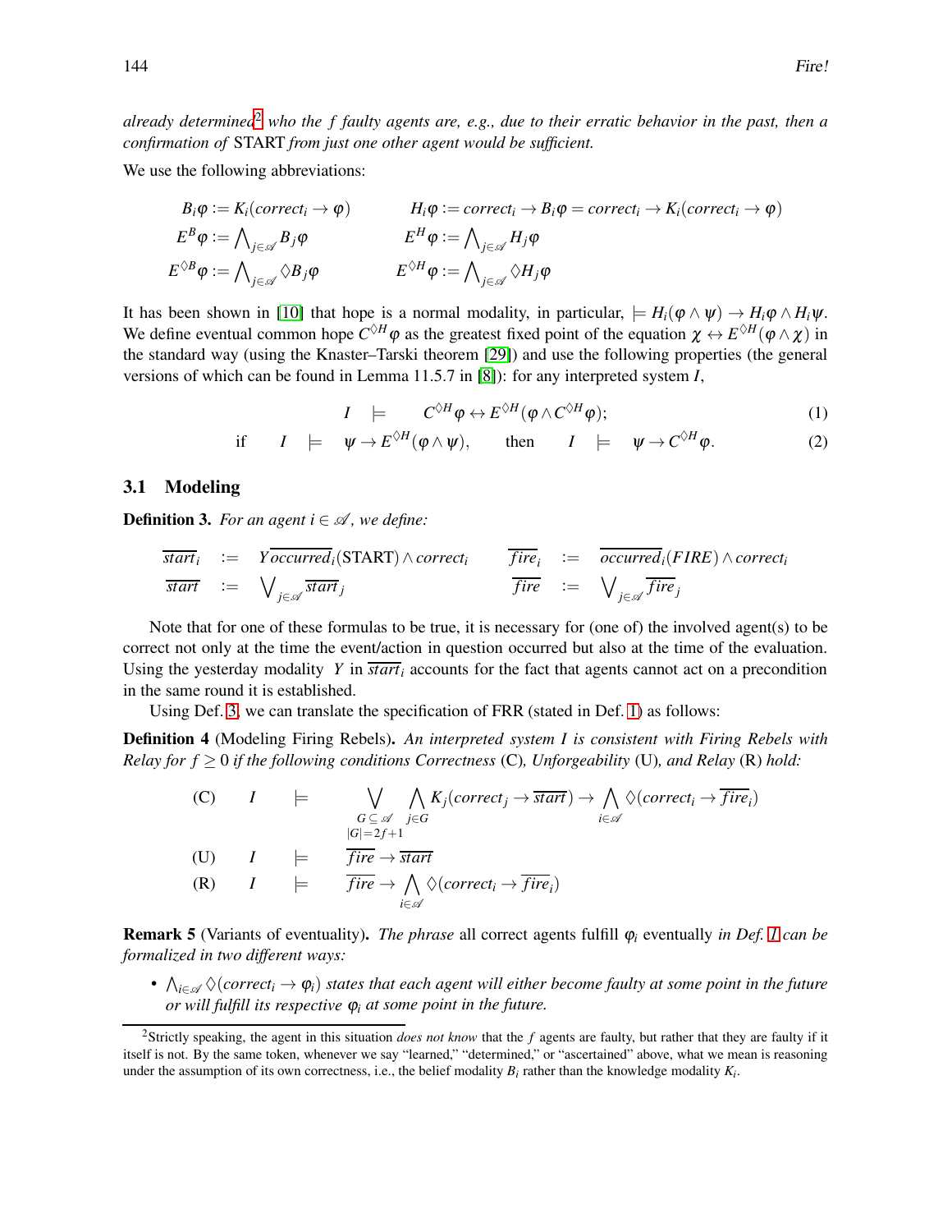*already determined*[2] *who the $f$ faulty agents are, e.g., due to their erratic behavior in the past, then a confirmation of* START *from just one other agent would be sufficient.*

We use the following abbreviations:

$$B_i\varphi := K_i(correct_i \to \varphi) \qquad H_i\varphi := correct_i \to B_i\varphi = correct_i \to K_i(correct_i \to \varphi)$$
$$E^B\varphi := \bigwedge_{j\in\mathscr{A}} B_j\varphi \qquad E^H\varphi := \bigwedge_{j\in\mathscr{A}} H_j\varphi$$
$$E^{\Diamond B}\varphi := \bigwedge_{j\in\mathscr{A}} \Diamond B_j\varphi \qquad E^{\Diamond H}\varphi := \bigwedge_{j\in\mathscr{A}} \Diamond H_j\varphi$$

It has been shown in [10] that hope is a normal modality, in particular, $\models H_i(\varphi\wedge\psi) \to H_i\varphi \wedge H_i\psi$. We define eventual common hope $C^{\Diamond H}\varphi$ as the greatest fixed point of the equation $\chi \leftrightarrow E^{\Diamond H}(\varphi\wedge\chi)$ in the standard way (using the Knaster–Tarski theorem [29]) and use the following properties (the general versions of which can be found in Lemma 11.5.7 in [8]): for any interpreted system $I$,

$$I \models C^{\Diamond H}\varphi \leftrightarrow E^{\Diamond H}(\varphi \wedge C^{\Diamond H}\varphi); \tag{1}$$

$$\text{if} \quad I \models \psi \to E^{\Diamond H}(\varphi\wedge\psi), \quad \text{then} \quad I \models \psi \to C^{\Diamond H}\varphi. \tag{2}$$

### 3.1 Modeling

**Definition 3.** *For an agent $i \in \mathscr{A}$, we define:*

$$\overline{start}_i := Y\overline{occurred}_i(\text{START}) \wedge correct_i \qquad \overline{fire}_i := \overline{occurred}_i(FIRE) \wedge correct_i$$
$$\overline{start} := \bigvee_{j\in\mathscr{A}} \overline{start}_j \qquad \overline{fire} := \bigvee_{j\in\mathscr{A}} \overline{fire}_j$$

Note that for one of these formulas to be true, it is necessary for (one of) the involved agent(s) to be correct not only at the time the event/action in question occurred but also at the time of the evaluation. Using the yesterday modality $Y$ in $\overline{start}_i$ accounts for the fact that agents cannot act on a precondition in the same round it is established.

Using Def. 3, we can translate the specification of FRR (stated in Def. 1) as follows:

**Definition 4** (Modeling Firing Rebels). *An interpreted system $I$ is consistent with Firing Rebels with Relay for $f \geq 0$ if the following conditions Correctness* (C)*, Unforgeability* (U)*, and Relay* (R) *hold:*

$$\text{(C)} \quad I \models \bigvee_{\substack{G\subseteq\mathscr{A}\\|G|=2f+1}} \bigwedge_{j\in G} K_j(correct_j \to \overline{start}) \to \bigwedge_{i\in\mathscr{A}} \Diamond(correct_i \to \overline{fire}_i)$$

$$\text{(U)} \quad I \models \overline{fire} \to \overline{start}$$

$$\text{(R)} \quad I \models \overline{fire} \to \bigwedge_{i\in\mathscr{A}} \Diamond(correct_i \to \overline{fire}_i)$$

**Remark 5** (Variants of eventuality). *The phrase* all correct agents fulfill $\varphi_i$ eventually *in Def. 1 can be formalized in two different ways:*

- $\bigwedge_{i\in\mathscr{A}} \Diamond(correct_i \to \varphi_i)$ *states that each agent will either become faulty at some point in the future or will fulfill its respective $\varphi_i$ at some point in the future.*

[2] Strictly speaking, the agent in this situation *does not know* that the $f$ agents are faulty, but rather that they are faulty if it itself is not. By the same token, whenever we say "learned," "determined," or "ascertained" above, what we mean is reasoning under the assumption of its own correctness, i.e., the belief modality $B_i$ rather than the knowledge modality $K_i$.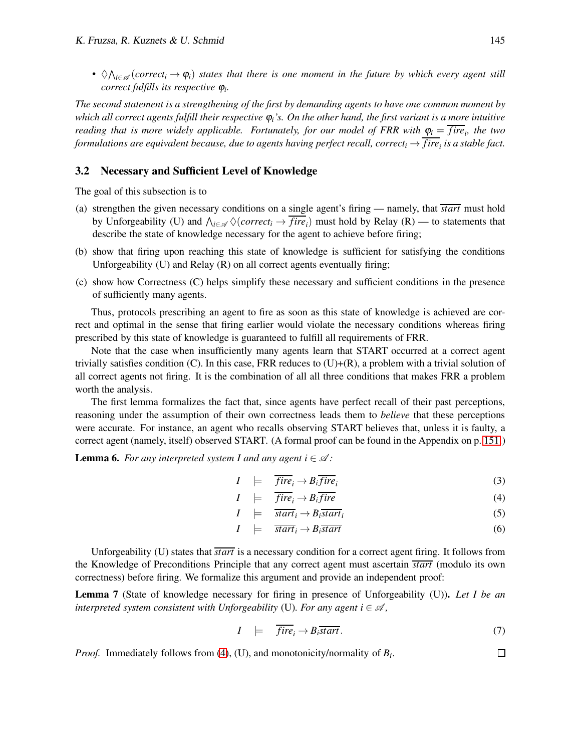- $\Diamond \bigwedge_{i \in \mathscr{A}} (correct_i \to \varphi_i)$ *states that there is one moment in the future by which every agent still correct fulfills its respective* $\varphi_i$.

*The second statement is a strengthening of the first by demanding agents to have one common moment by which all correct agents fulfill their respective* $\varphi_i$*'s. On the other hand, the first variant is a more intuitive reading that is more widely applicable. Fortunately, for our model of FRR with* $\varphi_i = \overline{fire_i}$*, the two formulations are equivalent because, due to agents having perfect recall,* $correct_i \to \overline{fire_i}$ *is a stable fact.*

### 3.2 Necessary and Sufficient Level of Knowledge

The goal of this subsection is to

(a) strengthen the given necessary conditions on a single agent's firing — namely, that $\overline{start}$ must hold by Unforgeability (U) and $\bigwedge_{i \in \mathscr{A}} \Diamond (correct_i \to \overline{fire_i})$ must hold by Relay (R) — to statements that describe the state of knowledge necessary for the agent to achieve before firing;

(b) show that firing upon reaching this state of knowledge is sufficient for satisfying the conditions Unforgeability (U) and Relay (R) on all correct agents eventually firing;

(c) show how Correctness (C) helps simplify these necessary and sufficient conditions in the presence of sufficiently many agents.

Thus, protocols prescribing an agent to fire as soon as this state of knowledge is achieved are correct and optimal in the sense that firing earlier would violate the necessary conditions whereas firing prescribed by this state of knowledge is guaranteed to fulfill all requirements of FRR.

Note that the case when insufficiently many agents learn that START occurred at a correct agent trivially satisfies condition (C). In this case, FRR reduces to (U)+(R), a problem with a trivial solution of all correct agents not firing. It is the combination of all all three conditions that makes FRR a problem worth the analysis.

The first lemma formalizes the fact that, since agents have perfect recall of their past perceptions, reasoning under the assumption of their own correctness leads them to *believe* that these perceptions were accurate. For instance, an agent who recalls observing START believes that, unless it is faulty, a correct agent (namely, itself) observed START. (A formal proof can be found in the Appendix on p. 151.)

**Lemma 6.** *For any interpreted system I and any agent* $i \in \mathscr{A}$*:*

$$I \models \overline{fire}_i \to B_i \overline{fire}_i \tag{3}$$

$$I \models \overline{fire}_i \to B_i \overline{fire} \tag{4}$$

$$I \models \overline{start}_i \to B_i \overline{start}_i \tag{5}$$

$$I \models \overline{start}_i \to B_i \overline{start} \tag{6}$$

Unforgeability (U) states that $\overline{start}$ is a necessary condition for a correct agent firing. It follows from the Knowledge of Preconditions Principle that any correct agent must ascertain $\overline{start}$ (modulo its own correctness) before firing. We formalize this argument and provide an independent proof:

**Lemma 7** (State of knowledge necessary for firing in presence of Unforgeability (U))**.** *Let I be an interpreted system consistent with Unforgeability* (U)*. For any agent* $i \in \mathscr{A}$*,*

$$I \models \overline{fire}_i \to B_i \overline{start}. \tag{7}$$

*Proof.* Immediately follows from (4), (U), and monotonicity/normality of $B_i$. ∎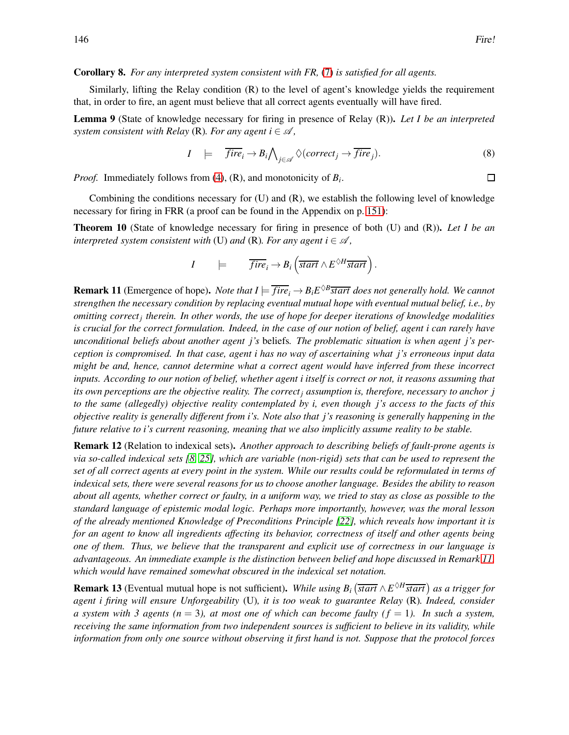**Corollary 8.** *For any interpreted system consistent with FR,* (7) *is satisfied for all agents.*

Similarly, lifting the Relay condition (R) to the level of agent's knowledge yields the requirement that, in order to fire, an agent must believe that all correct agents eventually will have fired.

**Lemma 9** (State of knowledge necessary for firing in presence of Relay (R))**.** *Let $I$ be an interpreted system consistent with Relay* (R)*. For any agent $i \in \mathscr{A}$,*

$$I \quad \models \quad \overline{fire}_i \to B_i \bigwedge\nolimits_{j \in \mathscr{A}} \Diamond(correct_j \to \overline{fire}_j). \tag{8}$$

*Proof.* Immediately follows from (4), (R), and monotonicity of $B_i$. ☐

Combining the conditions necessary for (U) and (R), we establish the following level of knowledge necessary for firing in FRR (a proof can be found in the Appendix on p. 151):

**Theorem 10** (State of knowledge necessary for firing in presence of both (U) and (R))**.** *Let $I$ be an interpreted system consistent with* (U) *and* (R)*. For any agent $i \in \mathscr{A}$,*

$$I \qquad \models \qquad \overline{fire}_i \to B_i\left(\overline{start} \wedge E^{\Diamond H}\overline{start}\right).$$

**Remark 11** (Emergence of hope)**.** *Note that $I \models \overline{fire}_i \to B_i E^{\Diamond B}\overline{start}$ does not generally hold. We cannot strengthen the necessary condition by replacing eventual mutual hope with eventual mutual belief, i.e., by omitting $correct_j$ therein. In other words, the use of hope for deeper iterations of knowledge modalities is crucial for the correct formulation. Indeed, in the case of our notion of belief, agent $i$ can rarely have unconditional beliefs about another agent $j$'s* beliefs*. The problematic situation is when agent $j$'s perception is compromised. In that case, agent $i$ has no way of ascertaining what $j$'s erroneous input data might be and, hence, cannot determine what a correct agent would have inferred from these incorrect inputs. According to our notion of belief, whether agent $i$ itself is correct or not, it reasons assuming that its own perceptions are the objective reality. The $correct_j$ assumption is, therefore, necessary to anchor $j$ to the same (allegedly) objective reality contemplated by $i$, even though $j$'s access to the facts of this objective reality is generally different from $i$'s. Note also that $j$'s reasoning is generally happening in the future relative to $i$'s current reasoning, meaning that we also implicitly assume reality to be stable.*

**Remark 12** (Relation to indexical sets)**.** *Another approach to describing beliefs of fault-prone agents is via so-called indexical sets [8, 25], which are variable (non-rigid) sets that can be used to represent the set of all correct agents at every point in the system. While our results could be reformulated in terms of indexical sets, there were several reasons for us to choose another language. Besides the ability to reason about all agents, whether correct or faulty, in a uniform way, we tried to stay as close as possible to the standard language of epistemic modal logic. Perhaps more importantly, however, was the moral lesson of the already mentioned Knowledge of Preconditions Principle [22], which reveals how important it is for an agent to know all ingredients affecting its behavior, correctness of itself and other agents being one of them. Thus, we believe that the transparent and explicit use of correctness in our language is advantageous. An immediate example is the distinction between belief and hope discussed in Remark 11, which would have remained somewhat obscured in the indexical set notation.*

**Remark 13** (Eventual mutual hope is not sufficient)**.** *While using $B_i\left(\overline{start} \wedge E^{\Diamond H}\overline{start}\right)$ as a trigger for agent $i$ firing will ensure Unforgeability* (U)*, it is too weak to guarantee Relay* (R)*. Indeed, consider a system with 3 agents ($n = 3$), at most one of which can become faulty ($f = 1$). In such a system, receiving the same information from two independent sources is sufficient to believe in its validity, while information from only one source without observing it first hand is not. Suppose that the protocol forces*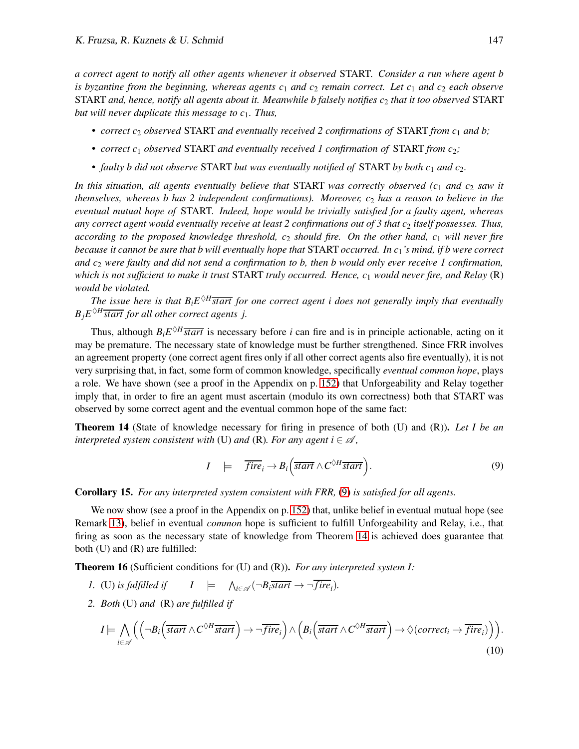*a correct agent to notify all other agents whenever it observed* START*. Consider a run where agent $b$ is byzantine from the beginning, whereas agents $c_1$ and $c_2$ remain correct. Let $c_1$ and $c_2$ each observe* START *and, hence, notify all agents about it. Meanwhile $b$ falsely notifies $c_2$ that it too observed* START *but will never duplicate this message to $c_1$. Thus,*

- *correct $c_2$ observed* START *and eventually received 2 confirmations of* START *from $c_1$ and $b$;*
- *correct $c_1$ observed* START *and eventually received 1 confirmation of* START *from $c_2$;*
- *faulty $b$ did not observe* START *but was eventually notified of* START *by both $c_1$ and $c_2$.*

*In this situation, all agents eventually believe that* START *was correctly observed ($c_1$ and $c_2$ saw it themselves, whereas $b$ has 2 independent confirmations). Moreover, $c_2$ has a reason to believe in the eventual mutual hope of* START*. Indeed, hope would be trivially satisfied for a faulty agent, whereas any correct agent would eventually receive at least 2 confirmations out of 3 that $c_2$ itself possesses. Thus, according to the proposed knowledge threshold, $c_2$ should fire. On the other hand, $c_1$ will never fire because it cannot be sure that $b$ will eventually hope that* START *occurred. In $c_1$'s mind, if $b$ were correct and $c_2$ were faulty and did not send a confirmation to $b$, then $b$ would only ever receive 1 confirmation, which is not sufficient to make it trust* START *truly occurred. Hence, $c_1$ would never fire, and Relay* (R) *would be violated.*

*The issue here is that $B_i E^{\Diamond H}\overline{start}$ for one correct agent $i$ does not generally imply that eventually $B_j E^{\Diamond H}\overline{start}$ for all other correct agents $j$.*

Thus, although $B_i E^{\Diamond H}\overline{start}$ is necessary before $i$ can fire and is in principle actionable, acting on it may be premature. The necessary state of knowledge must be further strengthened. Since FRR involves an agreement property (one correct agent fires only if all other correct agents also fire eventually), it is not very surprising that, in fact, some form of common knowledge, specifically *eventual common hope*, plays a role. We have shown (see a proof in the Appendix on p. 152) that Unforgeability and Relay together imply that, in order to fire an agent must ascertain (modulo its own correctness) both that START was observed by some correct agent and the eventual common hope of the same fact:

**Theorem 14** (State of knowledge necessary for firing in presence of both (U) and (R))**.** *Let $I$ be an interpreted system consistent with* (U) *and* (R)*. For any agent $i \in \mathscr{A}$,*

$$I \models \overline{fire}_i \rightarrow B_i\Big(\overline{start} \wedge C^{\Diamond H}\overline{start}\Big). \tag{9}$$

**Corollary 15.** *For any interpreted system consistent with FRR,* (9) *is satisfied for all agents.*

We now show (see a proof in the Appendix on p. 152) that, unlike belief in eventual mutual hope (see Remark 13), belief in eventual *common* hope is sufficient to fulfill Unforgeability and Relay, i.e., that firing as soon as the necessary state of knowledge from Theorem 14 is achieved does guarantee that both (U) and (R) are fulfilled:

**Theorem 16** (Sufficient conditions for (U) and (R))**.** *For any interpreted system $I$:*

1. (U) *is fulfilled if* $\quad I \models \bigwedge_{i\in\mathscr{A}}(\neg B_i\overline{start} \rightarrow \neg\overline{fire}_i)$.
2. *Both* (U) *and* (R) *are fulfilled if*

$$I \models \bigwedge_{i\in\mathscr{A}}\Big(\Big(\neg B_i\Big(\overline{start} \wedge C^{\Diamond H}\overline{start}\Big) \rightarrow \neg\overline{fire}_i\Big) \wedge \Big(B_i\Big(\overline{start} \wedge C^{\Diamond H}\overline{start}\Big) \rightarrow \Diamond(correct_i \rightarrow \overline{fire}_i)\Big)\Big). \tag{10}$$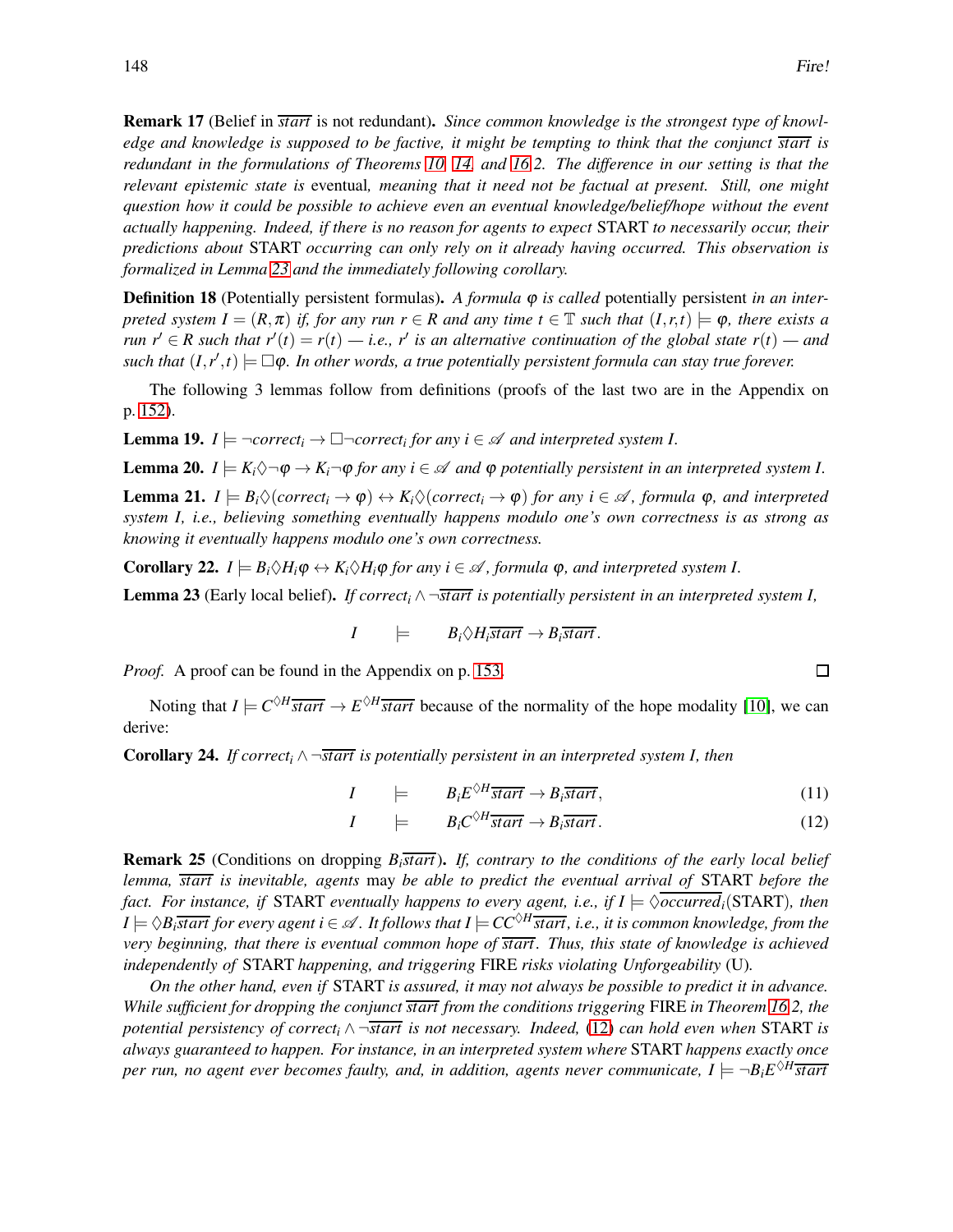**Remark 17** (Belief in $\overline{start}$ is not redundant)**.** *Since common knowledge is the strongest type of knowledge and knowledge is supposed to be factive, it might be tempting to think that the conjunct $\overline{start}$ is redundant in the formulations of Theorems 10, 14, and 16.2. The difference in our setting is that the relevant epistemic state is* eventual*, meaning that it need not be factual at present. Still, one might question how it could be possible to achieve even an eventual knowledge/belief/hope without the event actually happening. Indeed, if there is no reason for agents to expect* START *to necessarily occur, their predictions about* START *occurring can only rely on it already having occurred. This observation is formalized in Lemma 23 and the immediately following corollary.*

**Definition 18** (Potentially persistent formulas)**.** *A formula $\varphi$ is called* potentially persistent *in an interpreted system $I = (R, \pi)$ if, for any run $r \in R$ and any time $t \in \mathbb{T}$ such that $(I, r, t) \models \varphi$, there exists a run $r' \in R$ such that $r'(t) = r(t)$ — i.e., $r'$ is an alternative continuation of the global state $r(t)$ — and such that $(I, r', t) \models \Box\varphi$. In other words, a true potentially persistent formula can stay true forever.*

The following 3 lemmas follow from definitions (proofs of the last two are in the Appendix on p. 152).

**Lemma 19.** *$I \models \neg correct_i \to \Box\neg correct_i$ for any $i \in \mathscr{A}$ and interpreted system $I$.*

**Lemma 20.** *$I \models K_i\Diamond\neg\varphi \to K_i\neg\varphi$ for any $i \in \mathscr{A}$ and $\varphi$ potentially persistent in an interpreted system $I$.*

**Lemma 21.** *$I \models B_i\Diamond(correct_i \to \varphi) \leftrightarrow K_i\Diamond(correct_i \to \varphi)$ for any $i \in \mathscr{A}$, formula $\varphi$, and interpreted system $I$, i.e., believing something eventually happens modulo one's own correctness is as strong as knowing it eventually happens modulo one's own correctness.*

**Corollary 22.** *$I \models B_i\Diamond H_i\varphi \leftrightarrow K_i\Diamond H_i\varphi$ for any $i \in \mathscr{A}$, formula $\varphi$, and interpreted system $I$.*

**Lemma 23** (Early local belief)**.** *If $correct_i \wedge \neg\overline{start}$ is potentially persistent in an interpreted system $I$,*

$$I \models B_i\Diamond H_i\overline{start} \to B_i\overline{start}.$$

*Proof.* A proof can be found in the Appendix on p. 153. □

Noting that $I \models C^{\Diamond H}\overline{start} \to E^{\Diamond H}\overline{start}$ because of the normality of the hope modality [10], we can derive:

**Corollary 24.** *If $correct_i \wedge \neg\overline{start}$ is potentially persistent in an interpreted system $I$, then*

$$I \models B_iE^{\Diamond H}\overline{start} \to B_i\overline{start}, \tag{11}$$

$$I \models B_iC^{\Diamond H}\overline{start} \to B_i\overline{start}. \tag{12}$$

**Remark 25** (Conditions on dropping $B_i\overline{start}$)**.** *If, contrary to the conditions of the early local belief lemma, $\overline{start}$ is inevitable, agents* may *be able to predict the eventual arrival of* START *before the fact. For instance, if* START *eventually happens to every agent, i.e., if $I \models \Diamond\overline{occurred}_i(\text{START})$, then $I \models \Diamond B_i\overline{start}$ for every agent $i \in \mathscr{A}$. It follows that $I \models CC^{\Diamond H}\overline{start}$, i.e., it is common knowledge, from the very beginning, that there is eventual common hope of $\overline{start}$. Thus, this state of knowledge is achieved independently of* START *happening, and triggering* FIRE *risks violating Unforgeability* (U)*.*

*On the other hand, even if* START *is assured, it may not always be possible to predict it in advance. While sufficient for dropping the conjunct $\overline{start}$ from the conditions triggering* FIRE *in Theorem 16.2, the potential persistency of $correct_i \wedge \neg\overline{start}$ is not necessary. Indeed, (12) can hold even when* START *is always guaranteed to happen. For instance, in an interpreted system where* START *happens exactly once per run, no agent ever becomes faulty, and, in addition, agents never communicate, $I \models \neg B_iE^{\Diamond H}\overline{start}$*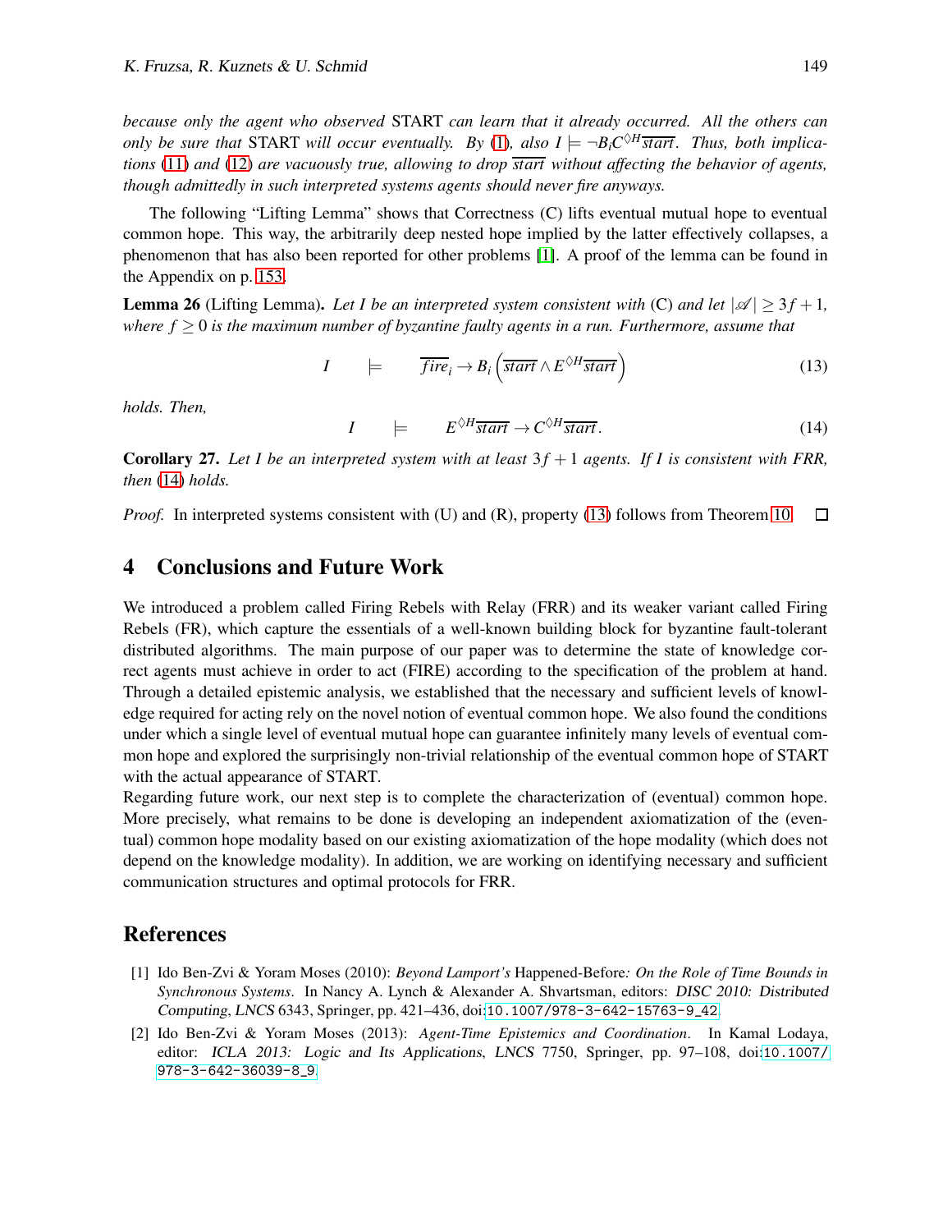*because only the agent who observed* START *can learn that it already occurred. All the others can only be sure that* START *will occur eventually. By* (1)*, also $I \models \neg B_i C^{\Diamond H}\overline{start}$. Thus, both implications* (11) *and* (12) *are vacuously true, allowing to drop $\overline{start}$ without affecting the behavior of agents, though admittedly in such interpreted systems agents should never fire anyways.*

The following "Lifting Lemma" shows that Correctness (C) lifts eventual mutual hope to eventual common hope. This way, the arbitrarily deep nested hope implied by the latter effectively collapses, a phenomenon that has also been reported for other problems [1]. A proof of the lemma can be found in the Appendix on p. 153.

**Lemma 26** (Lifting Lemma)**.** *Let $I$ be an interpreted system consistent with* (C) *and let $|\mathscr{A}| \geq 3f+1$, where $f \geq 0$ is the maximum number of byzantine faulty agents in a run. Furthermore, assume that*

$$I \quad \models \quad \overline{fire}_i \rightarrow B_i\left(\overline{start} \wedge E^{\Diamond H}\overline{start}\right) \tag{13}$$

*holds. Then,*

$$I \quad \models \quad E^{\Diamond H}\overline{start} \rightarrow C^{\Diamond H}\overline{start}. \tag{14}$$

**Corollary 27.** *Let $I$ be an interpreted system with at least $3f+1$ agents. If $I$ is consistent with FRR, then* (14) *holds.*

*Proof.* In interpreted systems consistent with (U) and (R), property (13) follows from Theorem 10. $\square$

## 4 Conclusions and Future Work

We introduced a problem called Firing Rebels with Relay (FRR) and its weaker variant called Firing Rebels (FR), which capture the essentials of a well-known building block for byzantine fault-tolerant distributed algorithms. The main purpose of our paper was to determine the state of knowledge correct agents must achieve in order to act (FIRE) according to the specification of the problem at hand. Through a detailed epistemic analysis, we established that the necessary and sufficient levels of knowledge required for acting rely on the novel notion of eventual common hope. We also found the conditions under which a single level of eventual mutual hope can guarantee infinitely many levels of eventual common hope and explored the surprisingly non-trivial relationship of the eventual common hope of START with the actual appearance of START.

Regarding future work, our next step is to complete the characterization of (eventual) common hope. More precisely, what remains to be done is developing an independent axiomatization of the (eventual) common hope modality based on our existing axiomatization of the hope modality (which does not depend on the knowledge modality). In addition, we are working on identifying necessary and sufficient communication structures and optimal protocols for FRR.

## References

[1] Ido Ben-Zvi & Yoram Moses (2010): *Beyond Lamport's* Happened-Before*: On the Role of Time Bounds in Synchronous Systems.* In Nancy A. Lynch & Alexander A. Shvartsman, editors: *DISC 2010: Distributed Computing*, *LNCS* 6343, Springer, pp. 421–436, doi:10.1007/978-3-642-15763-9_42.

[2] Ido Ben-Zvi & Yoram Moses (2013): *Agent-Time Epistemics and Coordination*. In Kamal Lodaya, editor: *ICLA 2013: Logic and Its Applications*, *LNCS* 7750, Springer, pp. 97–108, doi:10.1007/978-3-642-36039-8_9.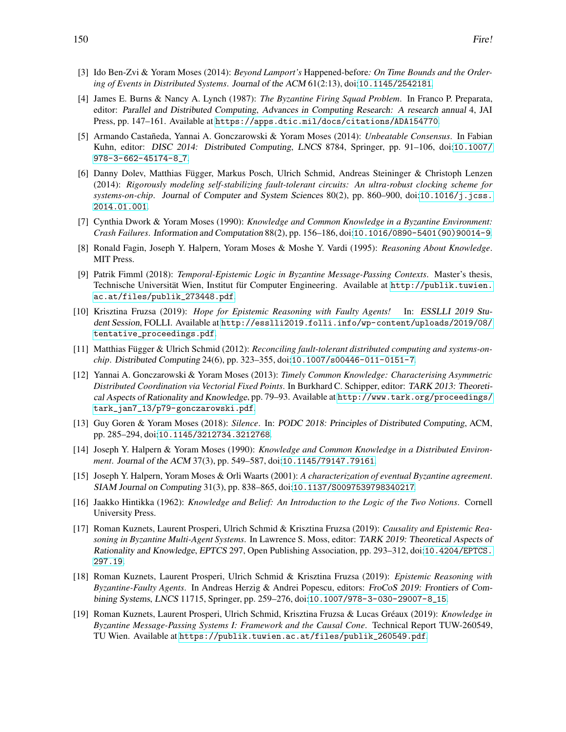[3] Ido Ben-Zvi & Yoram Moses (2014): *Beyond Lamport's* Happened-before*: On Time Bounds and the Ordering of Events in Distributed Systems*. Journal of the ACM 61(2:13), doi:10.1145/2542181.

[4] James E. Burns & Nancy A. Lynch (1987): *The Byzantine Firing Squad Problem*. In Franco P. Preparata, editor: Parallel and Distributed Computing, Advances in Computing Research: A research annual 4, JAI Press, pp. 147–161. Available at https://apps.dtic.mil/docs/citations/ADA154770.

[5] Armando Castañeda, Yannai A. Gonczarowski & Yoram Moses (2014): *Unbeatable Consensus*. In Fabian Kuhn, editor: DISC 2014: Distributed Computing, LNCS 8784, Springer, pp. 91–106, doi:10.1007/978-3-662-45174-8_7.

[6] Danny Dolev, Matthias Függer, Markus Posch, Ulrich Schmid, Andreas Steininger & Christoph Lenzen (2014): *Rigorously modeling self-stabilizing fault-tolerant circuits: An ultra-robust clocking scheme for systems-on-chip*. Journal of Computer and System Sciences 80(2), pp. 860–900, doi:10.1016/j.jcss.2014.01.001.

[7] Cynthia Dwork & Yoram Moses (1990): *Knowledge and Common Knowledge in a Byzantine Environment: Crash Failures*. Information and Computation 88(2), pp. 156–186, doi:10.1016/0890-5401(90)90014-9.

[8] Ronald Fagin, Joseph Y. Halpern, Yoram Moses & Moshe Y. Vardi (1995): *Reasoning About Knowledge*. MIT Press.

[9] Patrik Fimml (2018): *Temporal-Epistemic Logic in Byzantine Message-Passing Contexts*. Master's thesis, Technische Universität Wien, Institut für Computer Engineering. Available at http://publik.tuwien.ac.at/files/publik_273448.pdf.

[10] Krisztina Fruzsa (2019): *Hope for Epistemic Reasoning with Faulty Agents!* In: ESSLLI 2019 Student Session, FOLLI. Available at http://esslli2019.folli.info/wp-content/uploads/2019/08/tentative_proceedings.pdf.

[11] Matthias Függer & Ulrich Schmid (2012): *Reconciling fault-tolerant distributed computing and systems-on-chip*. Distributed Computing 24(6), pp. 323–355, doi:10.1007/s00446-011-0151-7.

[12] Yannai A. Gonczarowski & Yoram Moses (2013): *Timely Common Knowledge: Characterising Asymmetric Distributed Coordination via Vectorial Fixed Points*. In Burkhard C. Schipper, editor: TARK 2013: Theoretical Aspects of Rationality and Knowledge, pp. 79–93. Available at http://www.tark.org/proceedings/tark_jan7_13/p79-gonczarowski.pdf.

[13] Guy Goren & Yoram Moses (2018): *Silence*. In: PODC 2018: Principles of Distributed Computing, ACM, pp. 285–294, doi:10.1145/3212734.3212768.

[14] Joseph Y. Halpern & Yoram Moses (1990): *Knowledge and Common Knowledge in a Distributed Environment*. Journal of the ACM 37(3), pp. 549–587, doi:10.1145/79147.79161.

[15] Joseph Y. Halpern, Yoram Moses & Orli Waarts (2001): *A characterization of eventual Byzantine agreement*. SIAM Journal on Computing 31(3), pp. 838–865, doi:10.1137/S0097539798340217.

[16] Jaakko Hintikka (1962): *Knowledge and Belief: An Introduction to the Logic of the Two Notions*. Cornell University Press.

[17] Roman Kuznets, Laurent Prosperi, Ulrich Schmid & Krisztina Fruzsa (2019): *Causality and Epistemic Reasoning in Byzantine Multi-Agent Systems*. In Lawrence S. Moss, editor: TARK 2019: Theoretical Aspects of Rationality and Knowledge, EPTCS 297, Open Publishing Association, pp. 293–312, doi:10.4204/EPTCS.297.19.

[18] Roman Kuznets, Laurent Prosperi, Ulrich Schmid & Krisztina Fruzsa (2019): *Epistemic Reasoning with Byzantine-Faulty Agents*. In Andreas Herzig & Andrei Popescu, editors: FroCoS 2019: Frontiers of Combining Systems, LNCS 11715, Springer, pp. 259–276, doi:10.1007/978-3-030-29007-8_15.

[19] Roman Kuznets, Laurent Prosperi, Ulrich Schmid, Krisztina Fruzsa & Lucas Gréaux (2019): *Knowledge in Byzantine Message-Passing Systems I: Framework and the Causal Cone*. Technical Report TUW-260549, TU Wien. Available at https://publik.tuwien.ac.at/files/publik_260549.pdf.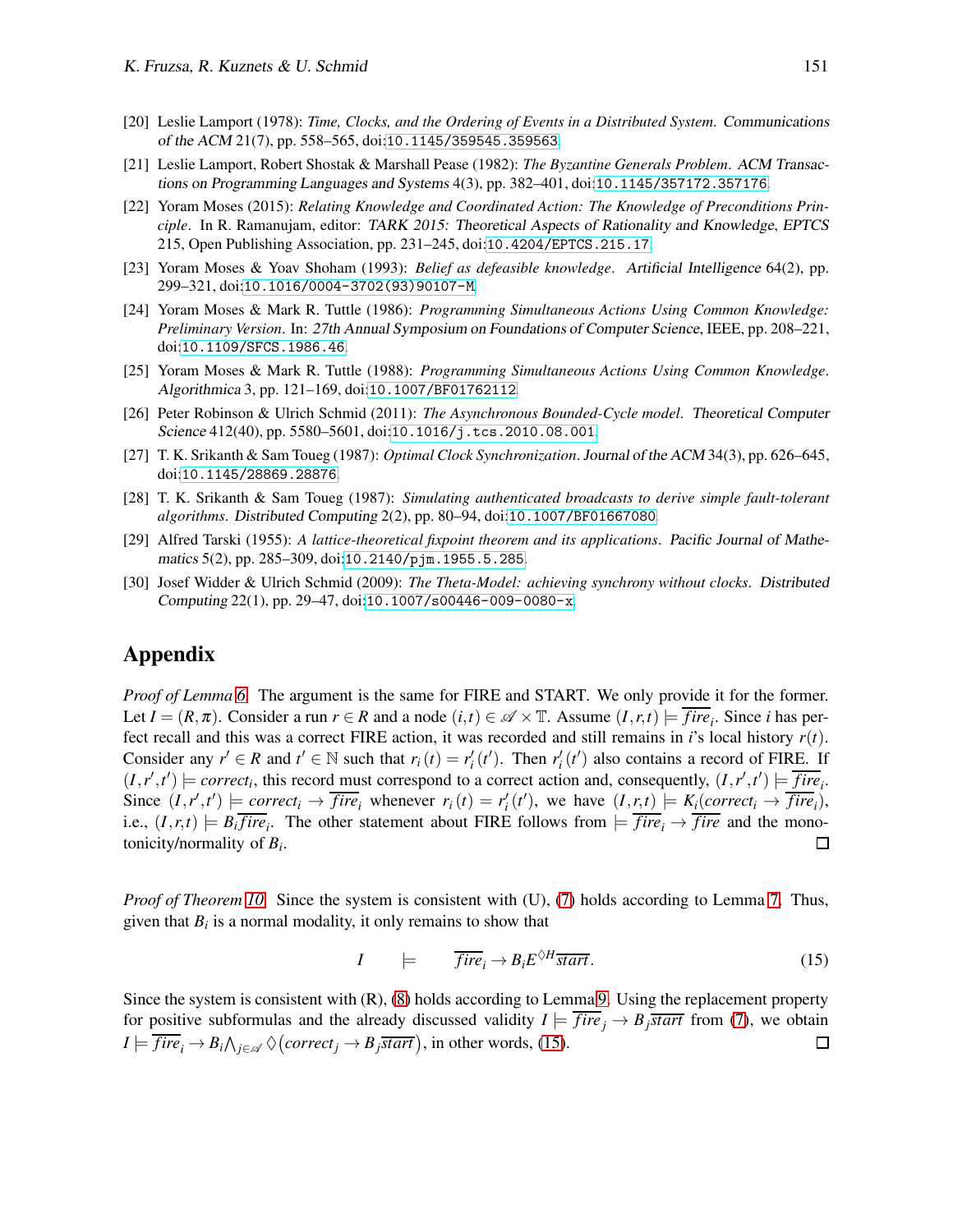[20] Leslie Lamport (1978): *Time, Clocks, and the Ordering of Events in a Distributed System*. Communications of the ACM 21(7), pp. 558–565, doi:10.1145/359545.359563.

[21] Leslie Lamport, Robert Shostak & Marshall Pease (1982): *The Byzantine Generals Problem*. ACM Transactions on Programming Languages and Systems 4(3), pp. 382–401, doi:10.1145/357172.357176.

[22] Yoram Moses (2015): *Relating Knowledge and Coordinated Action: The Knowledge of Preconditions Principle*. In R. Ramanujam, editor: TARK 2015: Theoretical Aspects of Rationality and Knowledge, EPTCS 215, Open Publishing Association, pp. 231–245, doi:10.4204/EPTCS.215.17.

[23] Yoram Moses & Yoav Shoham (1993): *Belief as defeasible knowledge*. Artificial Intelligence 64(2), pp. 299–321, doi:10.1016/0004-3702(93)90107-M.

[24] Yoram Moses & Mark R. Tuttle (1986): *Programming Simultaneous Actions Using Common Knowledge: Preliminary Version*. In: 27th Annual Symposium on Foundations of Computer Science, IEEE, pp. 208–221, doi:10.1109/SFCS.1986.46.

[25] Yoram Moses & Mark R. Tuttle (1988): *Programming Simultaneous Actions Using Common Knowledge*. Algorithmica 3, pp. 121–169, doi:10.1007/BF01762112.

[26] Peter Robinson & Ulrich Schmid (2011): *The Asynchronous Bounded-Cycle model*. Theoretical Computer Science 412(40), pp. 5580–5601, doi:10.1016/j.tcs.2010.08.001.

[27] T. K. Srikanth & Sam Toueg (1987): *Optimal Clock Synchronization*. Journal of the ACM 34(3), pp. 626–645, doi:10.1145/28869.28876.

[28] T. K. Srikanth & Sam Toueg (1987): *Simulating authenticated broadcasts to derive simple fault-tolerant algorithms*. Distributed Computing 2(2), pp. 80–94, doi:10.1007/BF01667080.

[29] Alfred Tarski (1955): *A lattice-theoretical fixpoint theorem and its applications*. Pacific Journal of Mathematics 5(2), pp. 285–309, doi:10.2140/pjm.1955.5.285.

[30] Josef Widder & Ulrich Schmid (2009): *The Theta-Model: achieving synchrony without clocks*. Distributed Computing 22(1), pp. 29–47, doi:10.1007/s00446-009-0080-x.

# Appendix

*Proof of Lemma 6.* The argument is the same for FIRE and START. We only provide it for the former. Let $I = (R, \pi)$. Consider a run $r \in R$ and a node $(i,t) \in \mathscr{A} \times \mathbb{T}$. Assume $(I, r, t) \models \overline{fire}_i$. Since $i$ has perfect recall and this was a correct FIRE action, it was recorded and still remains in $i$'s local history $r(t)$. Consider any $r' \in R$ and $t' \in \mathbb{N}$ such that $r_i(t) = r'_i(t')$. Then $r'_i(t')$ also contains a record of FIRE. If $(I, r', t') \models correct_i$, this record must correspond to a correct action and, consequently, $(I, r', t') \models \overline{fire}_i$. Since $(I, r', t') \models correct_i \to \overline{fire}_i$ whenever $r_i(t) = r'_i(t')$, we have $(I, r, t) \models K_i(correct_i \to \overline{fire}_i)$, i.e., $(I, r, t) \models B_i \overline{fire}_i$. The other statement about FIRE follows from $\models \overline{fire}_i \to \overline{fire}$ and the monotonicity/normality of $B_i$. $\square$

*Proof of Theorem 10.* Since the system is consistent with (U), (7) holds according to Lemma 7. Thus, given that $B_i$ is a normal modality, it only remains to show that

$$I \qquad \models \qquad \overline{fire}_i \to B_i E^{\Diamond H} \overline{start}. \tag{15}$$

Since the system is consistent with (R), (8) holds according to Lemma 9. Using the replacement property for positive subformulas and the already discussed validity $I \models \overline{fire}_j \to B_j \overline{start}$ from (7), we obtain $I \models \overline{fire}_i \to B_i \bigwedge_{j \in \mathscr{A}} \Diamond (correct_j \to B_j \overline{start})$, in other words, (15). $\square$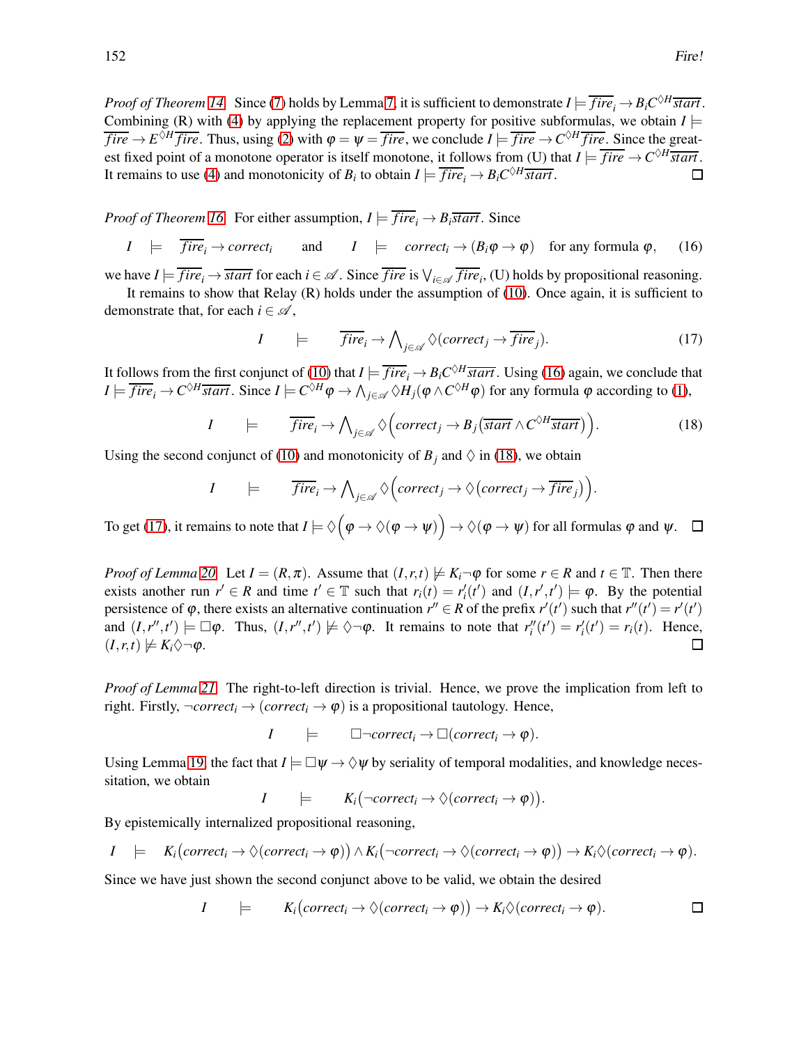*Proof of Theorem 14.* Since (7) holds by Lemma 7, it is sufficient to demonstrate $I \models \overline{fire}_i \to B_i C^{\Diamond H} \overline{start}$. Combining (R) with (4) by applying the replacement property for positive subformulas, we obtain $I \models \overline{fire} \to E^{\Diamond H} \overline{fire}$. Thus, using (2) with $\varphi = \psi = \overline{fire}$, we conclude $I \models \overline{fire} \to C^{\Diamond H} \overline{fire}$. Since the greatest fixed point of a monotone operator is itself monotone, it follows from (U) that $I \models \overline{fire} \to C^{\Diamond H} \overline{start}$. It remains to use (4) and monotonicity of $B_i$ to obtain $I \models \overline{fire}_i \to B_i C^{\Diamond H} \overline{start}$. □

*Proof of Theorem 16.* For either assumption, $I \models \overline{fire}_i \to B_i \overline{start}$. Since

$$I \quad \models \quad \overline{fire}_i \to correct_i \qquad \text{and} \qquad I \quad \models \quad correct_i \to (B_i \varphi \to \varphi) \quad \text{for any formula } \varphi, \tag{16}$$

we have $I \models \overline{fire}_i \to \overline{start}$ for each $i \in \mathscr{A}$. Since $\overline{fire}$ is $\bigvee_{i \in \mathscr{A}} \overline{fire}_i$, (U) holds by propositional reasoning.

It remains to show that Relay (R) holds under the assumption of (10). Once again, it is sufficient to demonstrate that, for each $i \in \mathscr{A}$,

$$I \quad \models \quad \overline{fire}_i \to \bigwedge\nolimits_{j \in \mathscr{A}} \Diamond (correct_j \to \overline{fire}_j). \tag{17}$$

It follows from the first conjunct of (10) that $I \models \overline{fire}_i \to B_i C^{\Diamond H} \overline{start}$. Using (16) again, we conclude that $I \models \overline{fire}_i \to C^{\Diamond H} \overline{start}$. Since $I \models C^{\Diamond H} \varphi \to \bigwedge_{j \in \mathscr{A}} \Diamond H_j (\varphi \wedge C^{\Diamond H} \varphi)$ for any formula $\varphi$ according to (1),

$$I \quad \models \quad \overline{fire}_i \to \bigwedge\nolimits_{j \in \mathscr{A}} \Diamond \Big( correct_j \to B_j \big( \overline{start} \wedge C^{\Diamond H} \overline{start} \big) \Big). \tag{18}$$

Using the second conjunct of (10) and monotonicity of $B_j$ and $\Diamond$ in (18), we obtain

$$I \quad \models \quad \overline{fire}_i \to \bigwedge\nolimits_{j \in \mathscr{A}} \Diamond \Big( correct_j \to \Diamond \big( correct_j \to \overline{fire}_j \big) \Big).$$

To get (17), it remains to note that $I \models \Diamond \Big( \varphi \to \Diamond (\varphi \to \psi) \Big) \to \Diamond (\varphi \to \psi)$ for all formulas $\varphi$ and $\psi$. □

*Proof of Lemma 20.* Let $I = (R, \pi)$. Assume that $(I, r, t) \not\models K_i \neg \varphi$ for some $r \in R$ and $t \in \mathbb{T}$. Then there exists another run $r' \in R$ and time $t' \in \mathbb{T}$ such that $r_i(t) = r'_i(t')$ and $(I, r', t') \models \varphi$. By the potential persistence of $\varphi$, there exists an alternative continuation $r'' \in R$ of the prefix $r'(t')$ such that $r''(t') = r'(t')$ and $(I, r'', t') \models \Box \varphi$. Thus, $(I, r'', t') \not\models \Diamond \neg \varphi$. It remains to note that $r''_i(t') = r'_i(t') = r_i(t)$. Hence, $(I, r, t) \not\models K_i \Diamond \neg \varphi$. □

*Proof of Lemma 21.* The right-to-left direction is trivial. Hence, we prove the implication from left to right. Firstly, $\neg correct_i \to (correct_i \to \varphi)$ is a propositional tautology. Hence,

$$I \quad \models \quad \Box \neg correct_i \to \Box (correct_i \to \varphi).$$

Using Lemma 19, the fact that $I \models \Box \psi \to \Diamond \psi$ by seriality of temporal modalities, and knowledge necessitation, we obtain

$$I \quad \models \quad K_i \big( \neg correct_i \to \Diamond (correct_i \to \varphi) \big).$$

By epistemically internalized propositional reasoning,

$$I \quad \models \quad K_i \big( correct_i \to \Diamond (correct_i \to \varphi) \big) \wedge K_i \big( \neg correct_i \to \Diamond (correct_i \to \varphi) \big) \to K_i \Diamond (correct_i \to \varphi).$$

Since we have just shown the second conjunct above to be valid, we obtain the desired

$$I \quad \models \quad K_i \big( correct_i \to \Diamond (correct_i \to \varphi) \big) \to K_i \Diamond (correct_i \to \varphi).$$

□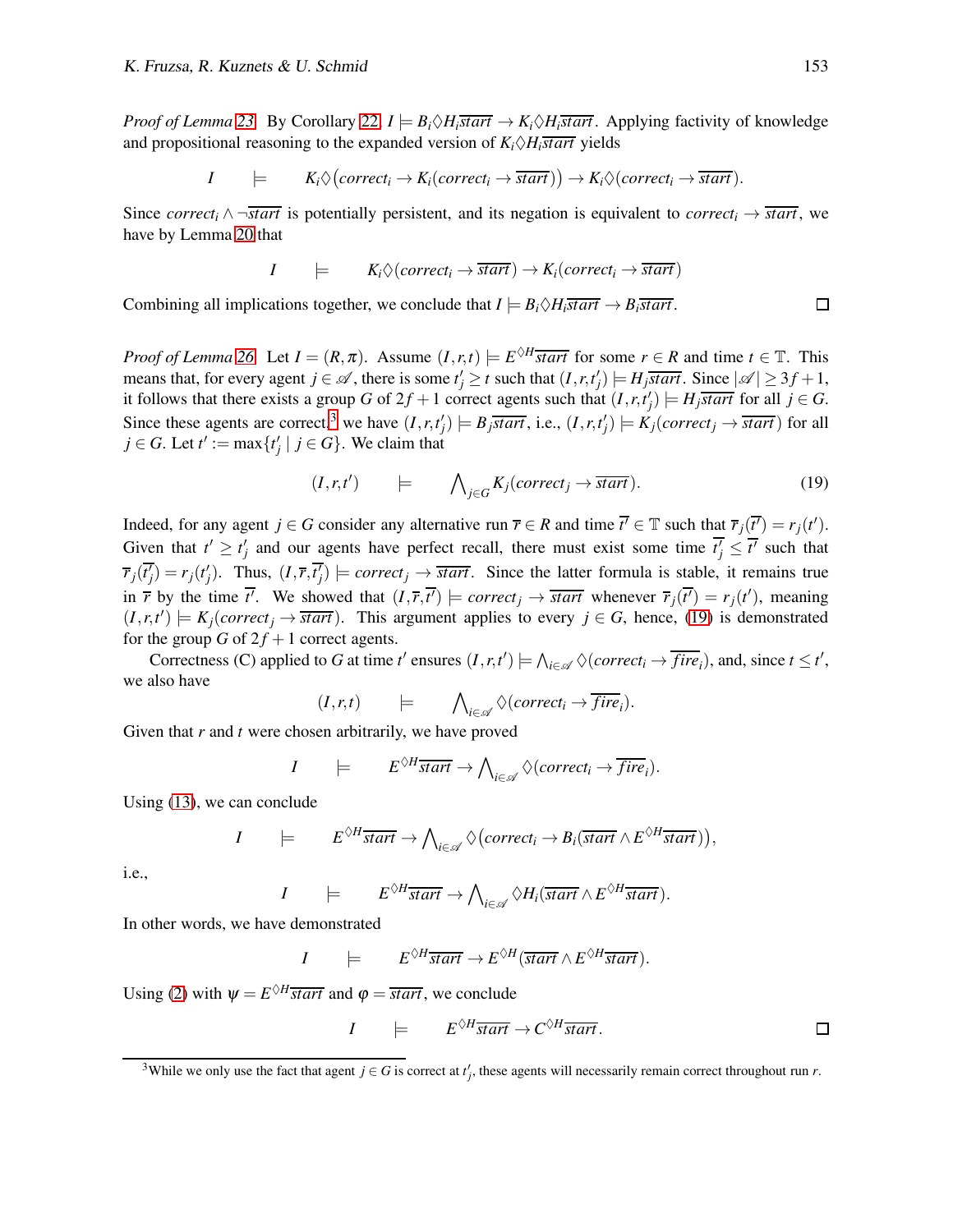*Proof of Lemma 23.* By Corollary 22, $I \models B_i \Diamond H_i \overline{start} \to K_i \Diamond H_i \overline{start}$. Applying factivity of knowledge and propositional reasoning to the expanded version of $K_i \Diamond H_i \overline{start}$ yields

$$I \quad \models \quad K_i \Diamond \big(correct_i \to K_i(correct_i \to \overline{start})\big) \to K_i \Diamond (correct_i \to \overline{start}).$$

Since $correct_i \wedge \neg \overline{start}$ is potentially persistent, and its negation is equivalent to $correct_i \to \overline{start}$, we have by Lemma 20 that

$$I \quad \models \quad K_i \Diamond (correct_i \to \overline{start}) \to K_i (correct_i \to \overline{start})$$

Combining all implications together, we conclude that $I \models B_i \Diamond H_i \overline{start} \to B_i \overline{start}$. □

*Proof of Lemma 26.* Let $I = (R, \pi)$. Assume $(I, r, t) \models E^{\Diamond H} \overline{start}$ for some $r \in R$ and time $t \in \mathbb{T}$. This means that, for every agent $j \in \mathscr{A}$, there is some $t'_j \geq t$ such that $(I, r, t'_j) \models H_j \overline{start}$. Since $|\mathscr{A}| \geq 3f + 1$, it follows that there exists a group $G$ of $2f + 1$ correct agents such that $(I, r, t'_j) \models H_j \overline{start}$ for all $j \in G$. Since these agents are correct,[3] we have $(I, r, t'_j) \models B_j \overline{start}$, i.e., $(I, r, t'_j) \models K_j (correct_j \to \overline{start})$ for all $j \in G$. Let $t' := \max\{t'_j \mid j \in G\}$. We claim that

$$(I, r, t') \quad \models \quad \bigwedge\nolimits_{j \in G} K_j (correct_j \to \overline{start}). \tag{19}$$

Indeed, for any agent $j \in G$ consider any alternative run $\overline{r} \in R$ and time $\overline{t'} \in \mathbb{T}$ such that $\overline{r}_j(\overline{t'}) = r_j(t')$. Given that $t' \geq t'_j$ and our agents have perfect recall, there must exist some time $\overline{t'_j} \leq \overline{t'}$ such that $\overline{r}_j(\overline{t'_j}) = r_j(t'_j)$. Thus, $(I, \overline{r}, \overline{t'_j}) \models correct_j \to \overline{start}$. Since the latter formula is stable, it remains true in $\overline{r}$ by the time $\overline{t'}$. We showed that $(I, \overline{r}, \overline{t'}) \models correct_j \to \overline{start}$ whenever $\overline{r}_j(\overline{t'}) = r_j(t')$, meaning $(I, r, t') \models K_j (correct_j \to \overline{start})$. This argument applies to every $j \in G$, hence, (19) is demonstrated for the group $G$ of $2f + 1$ correct agents.

Correctness (C) applied to $G$ at time $t'$ ensures $(I, r, t') \models \bigwedge_{i \in \mathscr{A}} \Diamond (correct_i \to \overline{fire}_i)$, and, since $t \leq t'$, we also have

$$(I, r, t) \quad \models \quad \bigwedge\nolimits_{i \in \mathscr{A}} \Diamond (correct_i \to \overline{fire}_i).$$

Given that $r$ and $t$ were chosen arbitrarily, we have proved

$$I \quad \models \quad E^{\Diamond H} \overline{start} \to \bigwedge\nolimits_{i \in \mathscr{A}} \Diamond (correct_i \to \overline{fire}_i).$$

Using (13), we can conclude

$$I \quad \models \quad E^{\Diamond H} \overline{start} \to \bigwedge\nolimits_{i \in \mathscr{A}} \Diamond \big(correct_i \to B_i(\overline{start} \wedge E^{\Diamond H} \overline{start})\big),$$

i.e.,

$$I \quad \models \quad E^{\Diamond H} \overline{start} \to \bigwedge\nolimits_{i \in \mathscr{A}} \Diamond H_i (\overline{start} \wedge E^{\Diamond H} \overline{start}).$$

In other words, we have demonstrated

$$I \quad \models \quad E^{\Diamond H} \overline{start} \to E^{\Diamond H} (\overline{start} \wedge E^{\Diamond H} \overline{start}).$$

Using (2) with $\psi = E^{\Diamond H} \overline{start}$ and $\varphi = \overline{start}$, we conclude

$$I \quad \models \quad E^{\Diamond H} \overline{start} \to C^{\Diamond H} \overline{start}.$$

□

[3] While we only use the fact that agent $j \in G$ is correct at $t'_j$, these agents will necessarily remain correct throughout run $r$.